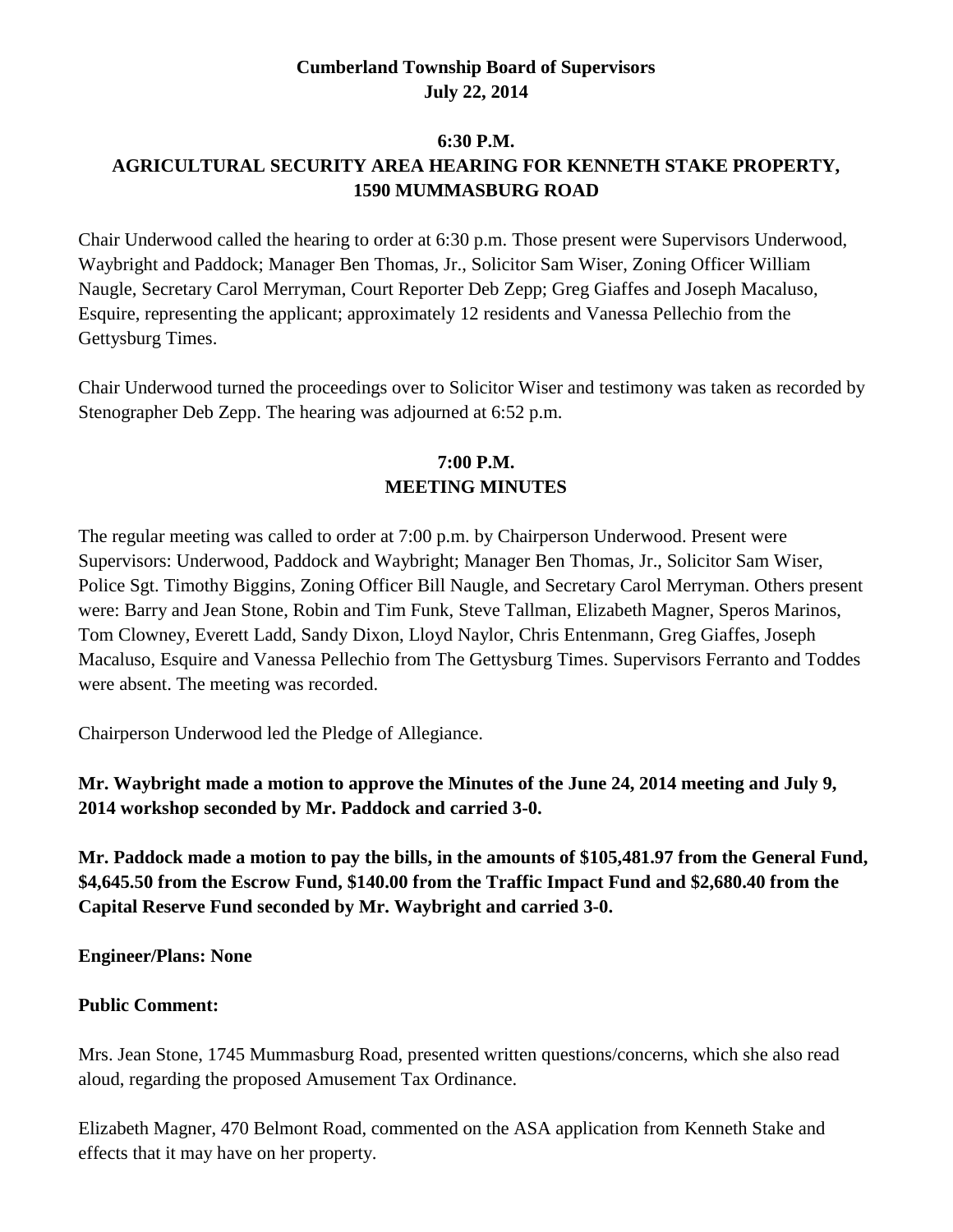**Cumberland Township Board of Supervisors**
**July 22, 2014**

**6:30 P.M.**
**AGRICULTURAL SECURITY AREA HEARING FOR KENNETH STAKE PROPERTY, 1590 MUMMASBURG ROAD**

Chair Underwood called the hearing to order at 6:30 p.m. Those present were Supervisors Underwood, Waybright and Paddock; Manager Ben Thomas, Jr., Solicitor Sam Wiser, Zoning Officer William Naugle, Secretary Carol Merryman, Court Reporter Deb Zepp; Greg Giaffes and Joseph Macaluso, Esquire, representing the applicant; approximately 12 residents and Vanessa Pellechio from the Gettysburg Times.

Chair Underwood turned the proceedings over to Solicitor Wiser and testimony was taken as recorded by Stenographer Deb Zepp. The hearing was adjourned at 6:52 p.m.

**7:00 P.M.**
**MEETING MINUTES**

The regular meeting was called to order at 7:00 p.m. by Chairperson Underwood. Present were Supervisors: Underwood, Paddock and Waybright; Manager Ben Thomas, Jr., Solicitor Sam Wiser, Police Sgt. Timothy Biggins, Zoning Officer Bill Naugle, and Secretary Carol Merryman. Others present were: Barry and Jean Stone, Robin and Tim Funk, Steve Tallman, Elizabeth Magner, Speros Marinos, Tom Clowney, Everett Ladd, Sandy Dixon, Lloyd Naylor, Chris Entenmann, Greg Giaffes, Joseph Macaluso, Esquire and Vanessa Pellechio from The Gettysburg Times. Supervisors Ferranto and Toddes were absent. The meeting was recorded.

Chairperson Underwood led the Pledge of Allegiance.

**Mr. Waybright made a motion to approve the Minutes of the June 24, 2014 meeting and July 9, 2014 workshop seconded by Mr. Paddock and carried 3-0.**

**Mr. Paddock made a motion to pay the bills, in the amounts of $105,481.97 from the General Fund, $4,645.50 from the Escrow Fund, $140.00 from the Traffic Impact Fund and $2,680.40 from the Capital Reserve Fund seconded by Mr. Waybright and carried 3-0.**

**Engineer/Plans: None**

**Public Comment:**

Mrs. Jean Stone, 1745 Mummasburg Road, presented written questions/concerns, which she also read aloud, regarding the proposed Amusement Tax Ordinance.

Elizabeth Magner, 470 Belmont Road, commented on the ASA application from Kenneth Stake and effects that it may have on her property.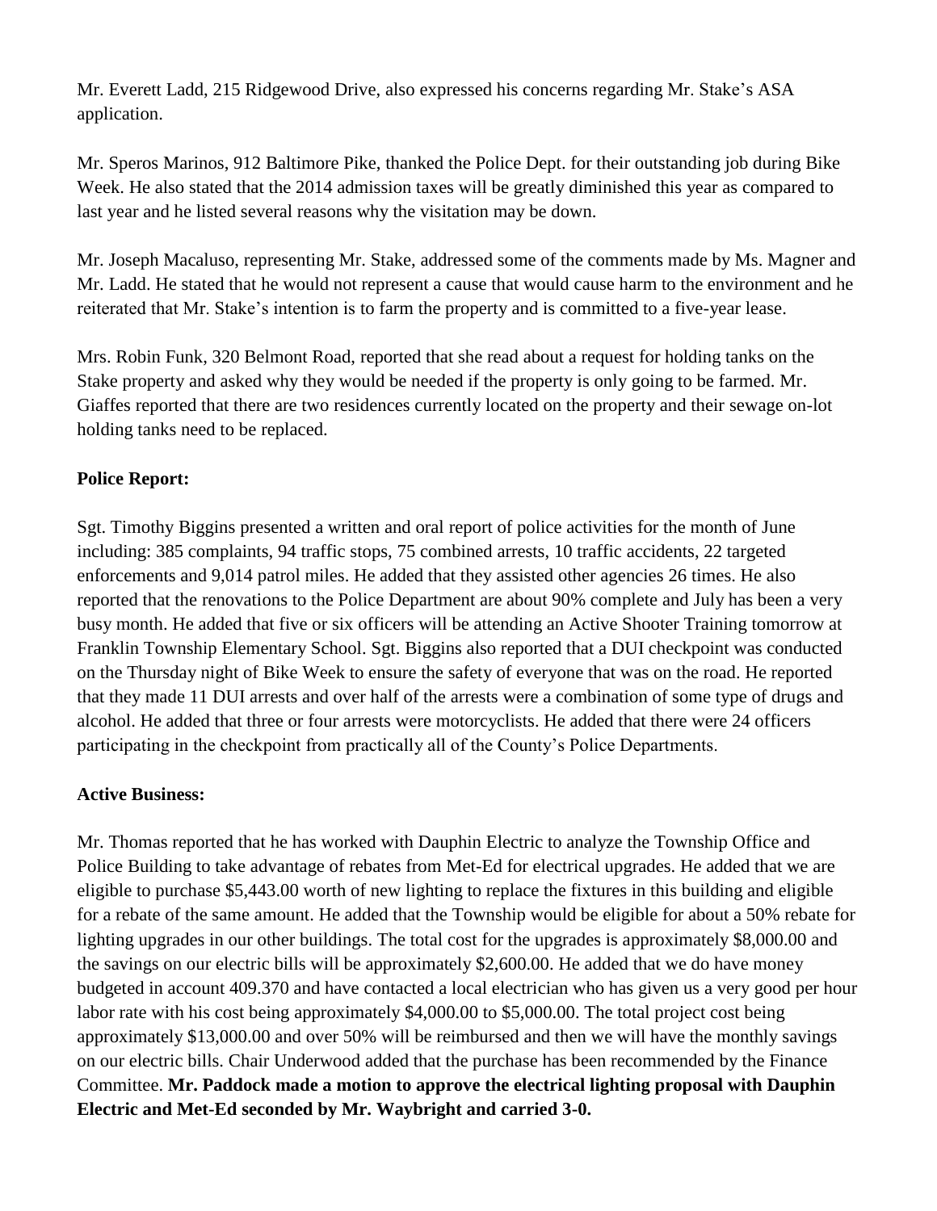Mr. Everett Ladd, 215 Ridgewood Drive, also expressed his concerns regarding Mr. Stake's ASA application.

Mr. Speros Marinos, 912 Baltimore Pike, thanked the Police Dept. for their outstanding job during Bike Week. He also stated that the 2014 admission taxes will be greatly diminished this year as compared to last year and he listed several reasons why the visitation may be down.

Mr. Joseph Macaluso, representing Mr. Stake, addressed some of the comments made by Ms. Magner and Mr. Ladd. He stated that he would not represent a cause that would cause harm to the environment and he reiterated that Mr. Stake's intention is to farm the property and is committed to a five-year lease.

Mrs. Robin Funk, 320 Belmont Road, reported that she read about a request for holding tanks on the Stake property and asked why they would be needed if the property is only going to be farmed. Mr. Giaffes reported that there are two residences currently located on the property and their sewage on-lot holding tanks need to be replaced.

**Police Report:**

Sgt. Timothy Biggins presented a written and oral report of police activities for the month of June including: 385 complaints, 94 traffic stops, 75 combined arrests, 10 traffic accidents, 22 targeted enforcements and 9,014 patrol miles. He added that they assisted other agencies 26 times. He also reported that the renovations to the Police Department are about 90% complete and July has been a very busy month. He added that five or six officers will be attending an Active Shooter Training tomorrow at Franklin Township Elementary School. Sgt. Biggins also reported that a DUI checkpoint was conducted on the Thursday night of Bike Week to ensure the safety of everyone that was on the road. He reported that they made 11 DUI arrests and over half of the arrests were a combination of some type of drugs and alcohol. He added that three or four arrests were motorcyclists. He added that there were 24 officers participating in the checkpoint from practically all of the County's Police Departments.

**Active Business:**

Mr. Thomas reported that he has worked with Dauphin Electric to analyze the Township Office and Police Building to take advantage of rebates from Met-Ed for electrical upgrades. He added that we are eligible to purchase $5,443.00 worth of new lighting to replace the fixtures in this building and eligible for a rebate of the same amount. He added that the Township would be eligible for about a 50% rebate for lighting upgrades in our other buildings. The total cost for the upgrades is approximately $8,000.00 and the savings on our electric bills will be approximately $2,600.00. He added that we do have money budgeted in account 409.370 and have contacted a local electrician who has given us a very good per hour labor rate with his cost being approximately $4,000.00 to $5,000.00. The total project cost being approximately $13,000.00 and over 50% will be reimbursed and then we will have the monthly savings on our electric bills. Chair Underwood added that the purchase has been recommended by the Finance Committee. **Mr. Paddock made a motion to approve the electrical lighting proposal with Dauphin Electric and Met-Ed seconded by Mr. Waybright and carried 3-0.**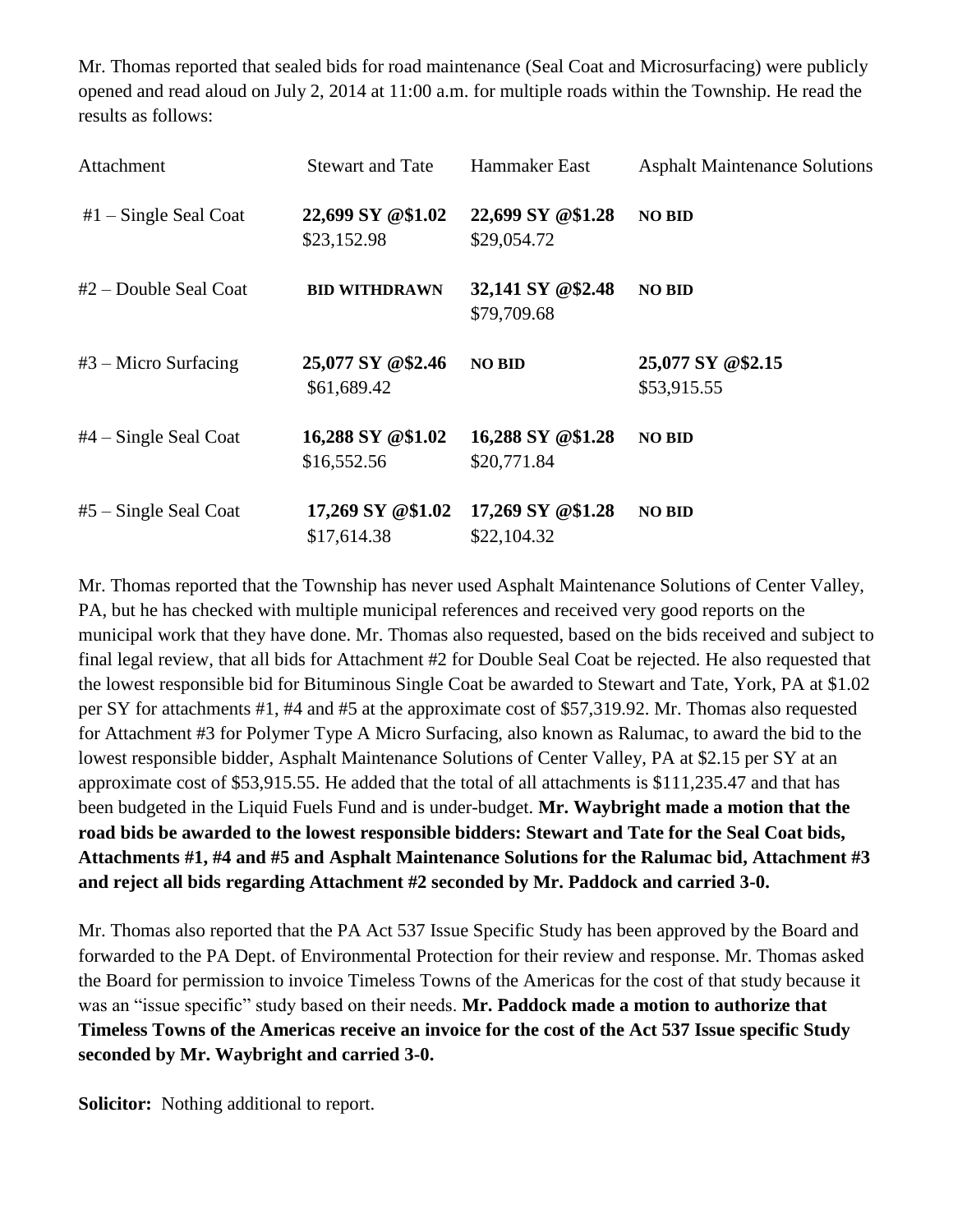Mr. Thomas reported that sealed bids for road maintenance (Seal Coat and Microsurfacing) were publicly opened and read aloud on July 2, 2014 at 11:00 a.m. for multiple roads within the Township. He read the results as follows:

| Attachment | Stewart and Tate | Hammaker East | Asphalt Maintenance Solutions |
|---|---|---|---|
| #1 – Single Seal Coat | **22,699 SY @$1.02** $23,152.98 | **22,699 SY @$1.28** $29,054.72 | **NO BID** |
| #2 – Double Seal Coat | **BID WITHDRAWN** | **32,141 SY @$2.48** $79,709.68 | **NO BID** |
| #3 – Micro Surfacing | **25,077 SY @$2.46** $61,689.42 | **NO BID** | **25,077 SY @$2.15** $53,915.55 |
| #4 – Single Seal Coat | **16,288 SY @$1.02** $16,552.56 | **16,288 SY @$1.28** $20,771.84 | **NO BID** |
| #5 – Single Seal Coat | **17,269 SY @$1.02** $17,614.38 | **17,269 SY @$1.28** $22,104.32 | **NO BID** |

Mr. Thomas reported that the Township has never used Asphalt Maintenance Solutions of Center Valley, PA, but he has checked with multiple municipal references and received very good reports on the municipal work that they have done. Mr. Thomas also requested, based on the bids received and subject to final legal review, that all bids for Attachment #2 for Double Seal Coat be rejected. He also requested that the lowest responsible bid for Bituminous Single Coat be awarded to Stewart and Tate, York, PA at $1.02 per SY for attachments #1, #4 and #5 at the approximate cost of $57,319.92. Mr. Thomas also requested for Attachment #3 for Polymer Type A Micro Surfacing, also known as Ralumac, to award the bid to the lowest responsible bidder, Asphalt Maintenance Solutions of Center Valley, PA at $2.15 per SY at an approximate cost of $53,915.55. He added that the total of all attachments is $111,235.47 and that has been budgeted in the Liquid Fuels Fund and is under-budget. **Mr. Waybright made a motion that the road bids be awarded to the lowest responsible bidders: Stewart and Tate for the Seal Coat bids, Attachments #1, #4 and #5 and Asphalt Maintenance Solutions for the Ralumac bid, Attachment #3 and reject all bids regarding Attachment #2 seconded by Mr. Paddock and carried 3-0.**

Mr. Thomas also reported that the PA Act 537 Issue Specific Study has been approved by the Board and forwarded to the PA Dept. of Environmental Protection for their review and response. Mr. Thomas asked the Board for permission to invoice Timeless Towns of the Americas for the cost of that study because it was an "issue specific" study based on their needs. **Mr. Paddock made a motion to authorize that Timeless Towns of the Americas receive an invoice for the cost of the Act 537 Issue specific Study seconded by Mr. Waybright and carried 3-0.**

**Solicitor:** Nothing additional to report.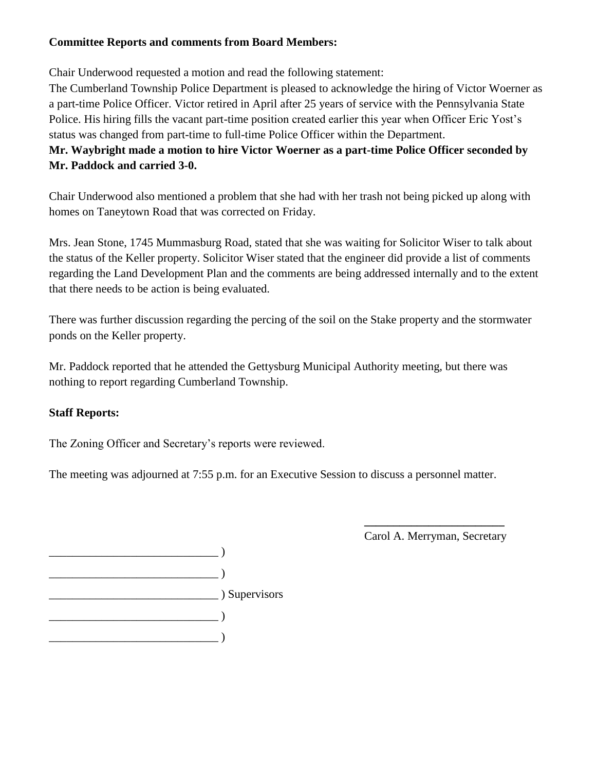**Committee Reports and comments from Board Members:**

Chair Underwood requested a motion and read the following statement:
The Cumberland Township Police Department is pleased to acknowledge the hiring of Victor Woerner as a part-time Police Officer. Victor retired in April after 25 years of service with the Pennsylvania State Police. His hiring fills the vacant part-time position created earlier this year when Officer Eric Yost's status was changed from part-time to full-time Police Officer within the Department.
**Mr. Waybright made a motion to hire Victor Woerner as a part-time Police Officer seconded by Mr. Paddock and carried 3-0.**

Chair Underwood also mentioned a problem that she had with her trash not being picked up along with homes on Taneytown Road that was corrected on Friday.

Mrs. Jean Stone, 1745 Mummasburg Road, stated that she was waiting for Solicitor Wiser to talk about the status of the Keller property. Solicitor Wiser stated that the engineer did provide a list of comments regarding the Land Development Plan and the comments are being addressed internally and to the extent that there needs to be action is being evaluated.

There was further discussion regarding the percing of the soil on the Stake property and the stormwater ponds on the Keller property.

Mr. Paddock reported that he attended the Gettysburg Municipal Authority meeting, but there was nothing to report regarding Cumberland Township.

**Staff Reports:**

The Zoning Officer and Secretary's reports were reviewed.

The meeting was adjourned at 7:55 p.m. for an Executive Session to discuss a personnel matter.

\_\_\_\_\_\_\_\_\_\_\_\_\_\_\_\_\_\_\_\_\_\_\_\_
Carol A. Merryman, Secretary

\_\_\_\_\_\_\_\_\_\_\_\_\_\_\_\_\_\_\_\_\_\_\_\_\_\_\_\_\_\_ )
\_\_\_\_\_\_\_\_\_\_\_\_\_\_\_\_\_\_\_\_\_\_\_\_\_\_\_\_\_\_ )
\_\_\_\_\_\_\_\_\_\_\_\_\_\_\_\_\_\_\_\_\_\_\_\_\_\_\_\_\_\_ ) Supervisors
\_\_\_\_\_\_\_\_\_\_\_\_\_\_\_\_\_\_\_\_\_\_\_\_\_\_\_\_\_\_ )
\_\_\_\_\_\_\_\_\_\_\_\_\_\_\_\_\_\_\_\_\_\_\_\_\_\_\_\_\_\_ )